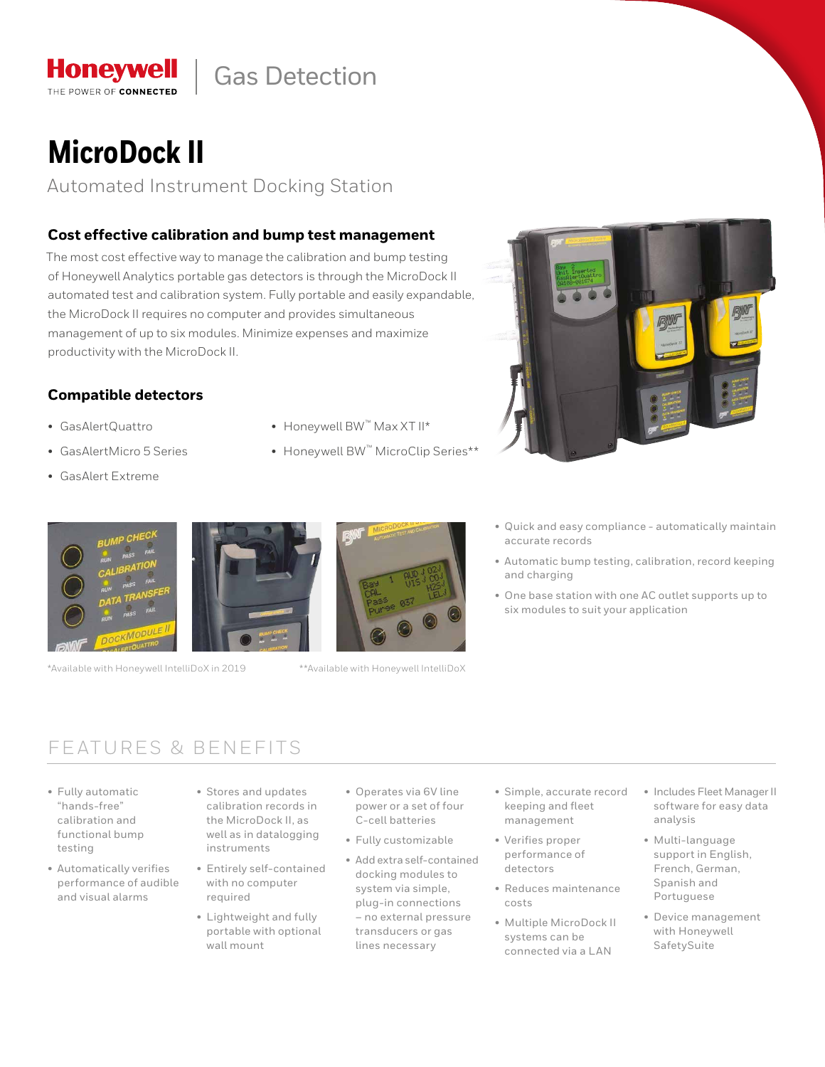Honeywell | Gas Detection

THE POWER OF CONNECTED

# MicroDock II

Automated Instrument Docking Station

### Cost effective calibration and bump test management

The most cost effective way to manage the calibration and bump testing of Honeywell Analytics portable gas detectors is through the MicroDock II automated test and calibration system. Fully portable and easily expandable, the MicroDock II requires no computer and provides simultaneous management of up to six modules. Minimize expenses and maximize productivity with the MicroDock II.

### Compatible detectors

- GasAlertQuattro
- GasAlertMicro 5 Series
- GasAlert Extreme
- Honeywell BW™ Max XT II*
- Honeywell BW™ MicroClip Series**

*Available with Honeywell IntelliDoX in 2019

**Available with Honeywell IntelliDoX

- Quick and easy compliance - automatically maintain accurate records
- Automatic bump testing, calibration, record keeping and charging
- One base station with one AC outlet supports up to six modules to suit your application

## FEATURES & BENEFITS

- Fully automatic "hands-free" calibration and functional bump testing
- Automatically verifies performance of audible and visual alarms
- Stores and updates calibration records in the MicroDock II, as well as in datalogging instruments
- Entirely self-contained with no computer required
- Lightweight and fully portable with optional wall mount
- Operates via 6V line power or a set of four C-cell batteries
- Fully customizable
- Add extra self-contained docking modules to system via simple, plug-in connections – no external pressure transducers or gas lines necessary
- Simple, accurate record keeping and fleet management
- Verifies proper performance of detectors
- Reduces maintenance costs
- Multiple MicroDock II systems can be connected via a LAN
- Includes Fleet Manager II software for easy data analysis
- Multi-language support in English, French, German, Spanish and Portuguese
- Device management with Honeywell SafetySuite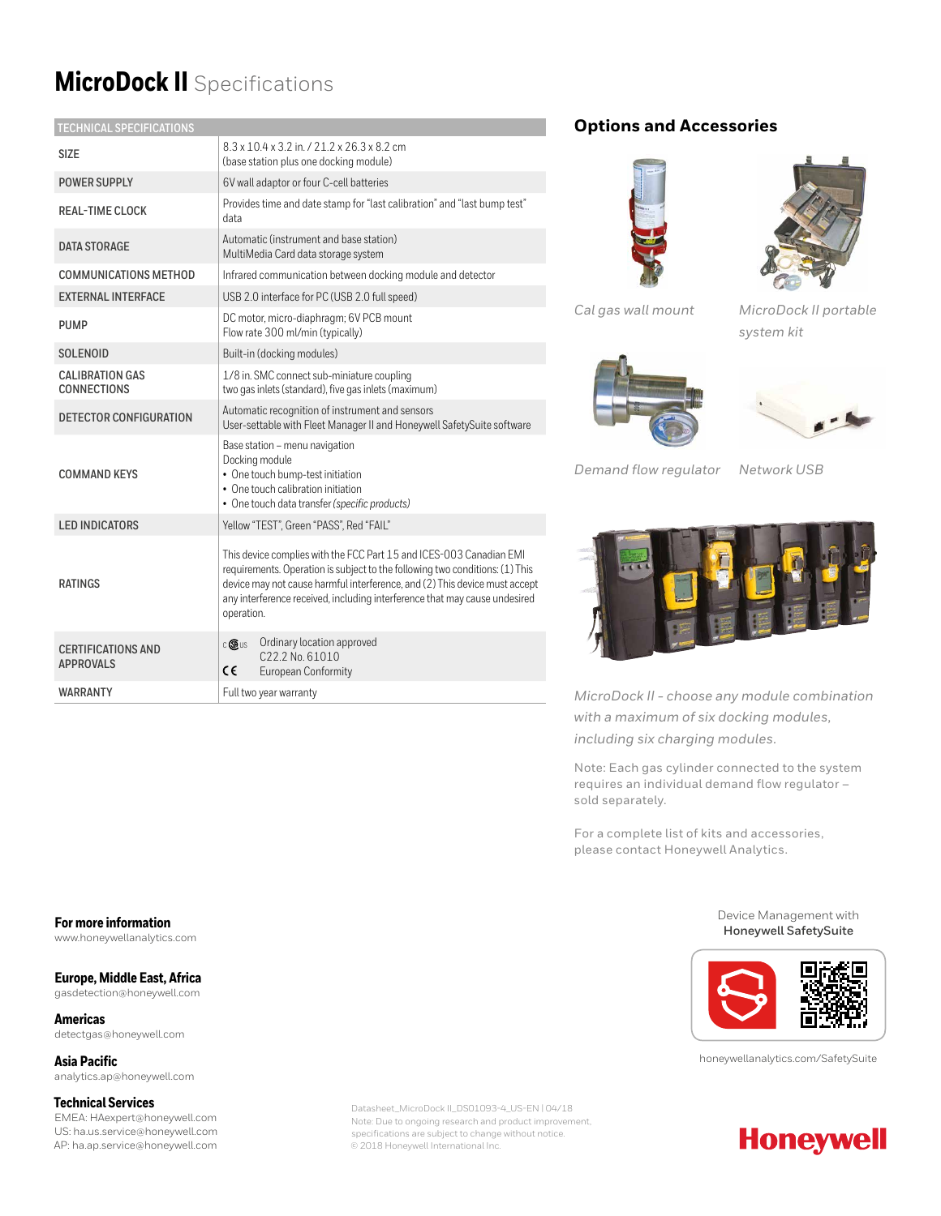# **MicroDock II** Specifications

| TECHNICAL SPECIFICATIONS | |
|---|---|
| SIZE | 8.3 x 10.4 x 3.2 in. / 21.2 x 26.3 x 8.2 cm (base station plus one docking module) |
| POWER SUPPLY | 6V wall adaptor or four C-cell batteries |
| REAL-TIME CLOCK | Provides time and date stamp for "last calibration" and "last bump test" data |
| DATA STORAGE | Automatic (instrument and base station) MultiMedia Card data storage system |
| COMMUNICATIONS METHOD | Infrared communication between docking module and detector |
| EXTERNAL INTERFACE | USB 2.0 interface for PC (USB 2.0 full speed) |
| PUMP | DC motor, micro-diaphragm; 6V PCB mount Flow rate 300 ml/min (typically) |
| SOLENOID | Built-in (docking modules) |
| CALIBRATION GAS CONNECTIONS | 1/8 in. SMC connect sub-miniature coupling two gas inlets (standard), five gas inlets (maximum) |
| DETECTOR CONFIGURATION | Automatic recognition of instrument and sensors User-settable with Fleet Manager II and Honeywell SafetySuite software |
| COMMAND KEYS | Base station – menu navigation<br>Docking module<br>• One touch bump-test initiation<br>• One touch calibration initiation<br>• One touch data transfer *(specific products)* |
| LED INDICATORS | Yellow "TEST", Green "PASS", Red "FAIL" |
| RATINGS | This device complies with the FCC Part 15 and ICES-003 Canadian EMI requirements. Operation is subject to the following two conditions: (1) This device may not cause harmful interference, and (2) This device must accept any interference received, including interference that may cause undesired operation. |
| CERTIFICATIONS AND APPROVALS | cSAus Ordinary location approved C22.2 No. 61010<br>CE European Conformity |
| WARRANTY | Full two year warranty |

## Options and Accessories

*Cal gas wall mount*

*MicroDock II portable system kit*

*Demand flow regulator*

*Network USB*

*MicroDock II - choose any module combination with a maximum of six docking modules, including six charging modules.*

Note: Each gas cylinder connected to the system requires an individual demand flow regulator – sold separately.

For a complete list of kits and accessories, please contact Honeywell Analytics.

**For more information**
www.honeywellanalytics.com

**Europe, Middle East, Africa**
gasdetection@honeywell.com

**Americas**
detectgas@honeywell.com

**Asia Pacific**
analytics.ap@honeywell.com

**Technical Services**
EMEA: HAexpert@honeywell.com
US: ha.us.service@honeywell.com
AP: ha.ap.service@honeywell.com

Device Management with
**Honeywell SafetySuite**

honeywellanalytics.com/SafetySuite

Datasheet_MicroDock II_DS01093-4_US-EN | 04/18
Note: Due to ongoing research and product improvement, specifications are subject to change without notice.
© 2018 Honeywell International Inc.

**Honeywell**